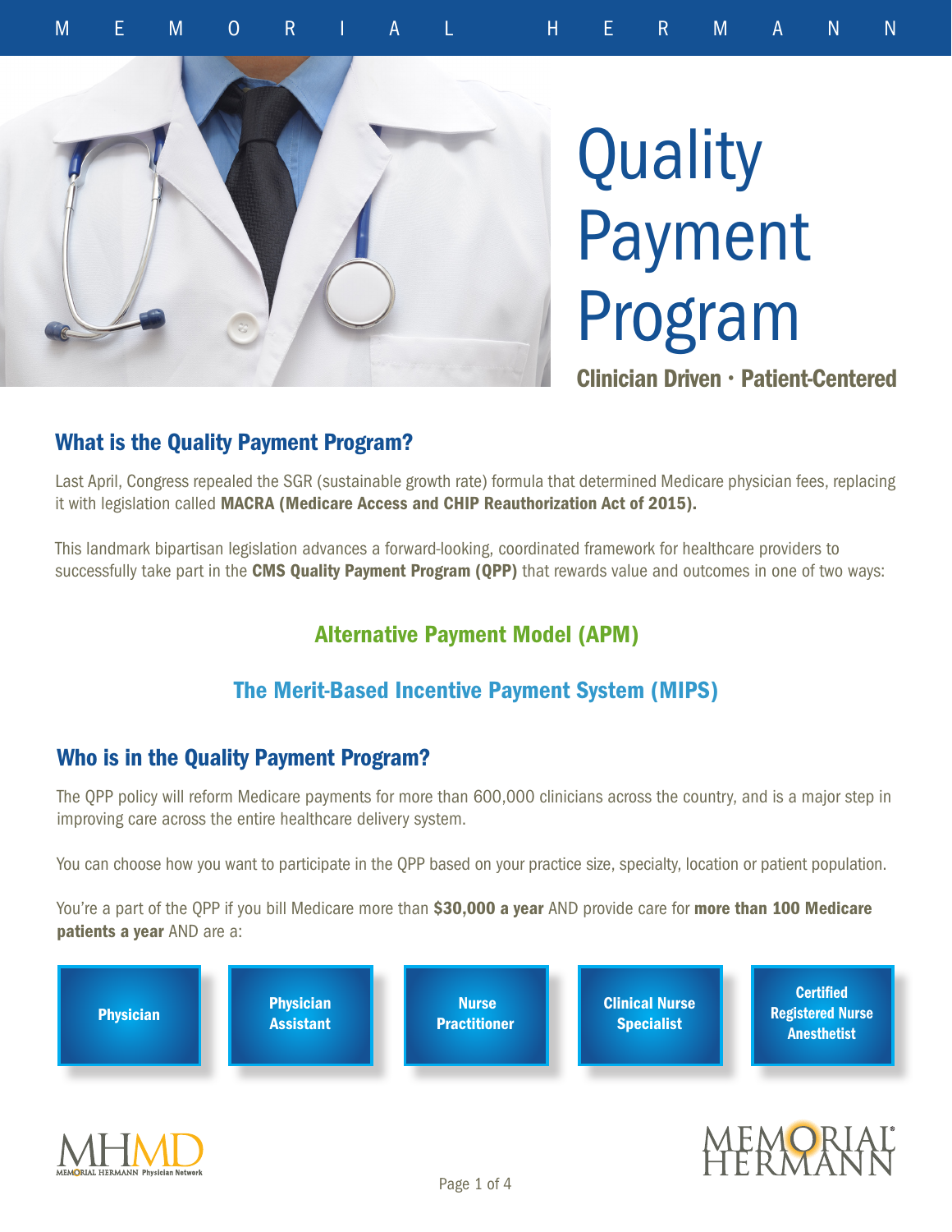# Quality Payment Program

**Clinician Driven · Patient-Centered**

## What is the Quality Payment Program?

Last April, Congress repealed the SGR (sustainable growth rate) formula that determined Medicare physician fees, replacing it with legislation called **MACRA (Medicare Access and CHIP Reauthorization Act of 2015).**

This landmark bipartisan legislation advances a forward-looking, coordinated framework for healthcare providers to successfully take part in the **CMS Quality Payment Program (QPP)** that rewards value and outcomes in one of two ways:

**Alternative Payment Model (APM)**

**The Merit-Based Incentive Payment System (MIPS)**

## Who is in the Quality Payment Program?

The QPP policy will reform Medicare payments for more than 600,000 clinicians across the country, and is a major step in improving care across the entire healthcare delivery system.

You can choose how you want to participate in the QPP based on your practice size, specialty, location or patient population.

You're a part of the QPP if you bill Medicare more than **$30,000 a year** AND provide care for **more than 100 Medicare patients a year** AND are a:

- Physician
- Physician Assistant
- Nurse Practitioner
- Clinical Nurse Specialist
- Certified Registered Nurse Anesthetist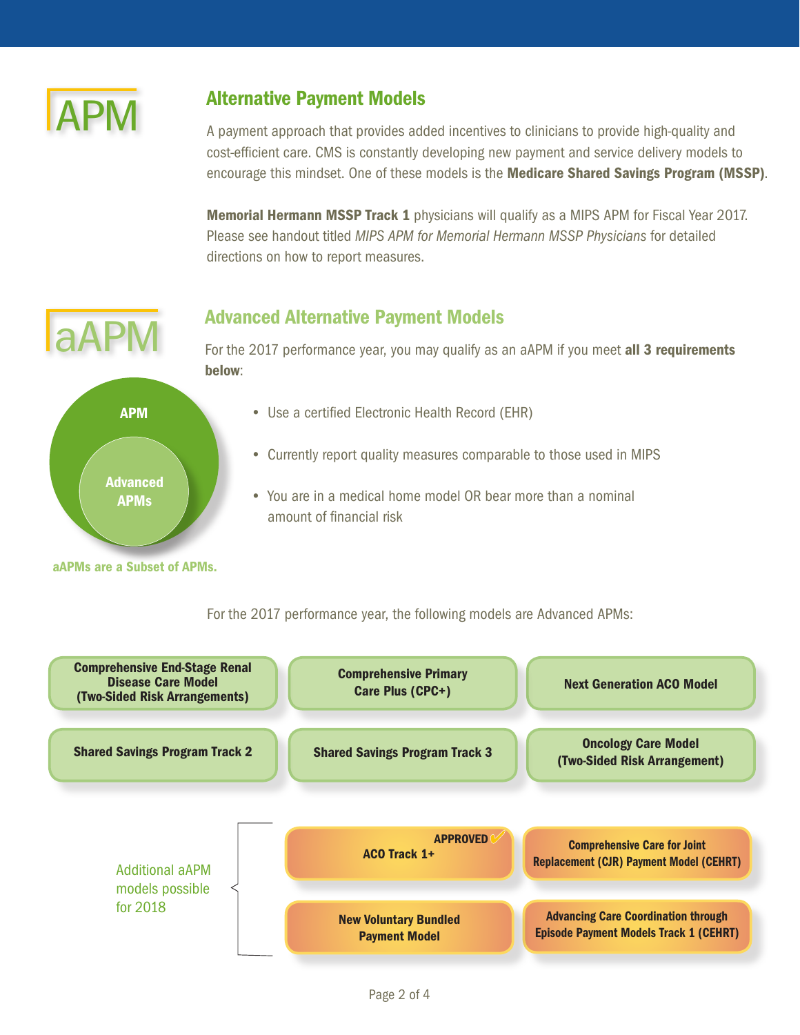APM

## Alternative Payment Models

A payment approach that provides added incentives to clinicians to provide high-quality and cost-efficient care. CMS is constantly developing new payment and service delivery models to encourage this mindset. One of these models is the **Medicare Shared Savings Program (MSSP)**.

**Memorial Hermann MSSP Track 1** physicians will qualify as a MIPS APM for Fiscal Year 2017. Please see handout titled *MIPS APM for Memorial Hermann MSSP Physicians* for detailed directions on how to report measures.

aAPM

## Advanced Alternative Payment Models

For the 2017 performance year, you may qualify as an aAPM if you meet **all 3 requirements below**:

- Use a certified Electronic Health Record (EHR)
- Currently report quality measures comparable to those used in MIPS
- You are in a medical home model OR bear more than a nominal amount of financial risk

APM

Advanced APMs

aAPMs are a Subset of APMs.

For the 2017 performance year, the following models are Advanced APMs:

- Comprehensive End-Stage Renal Disease Care Model (Two-Sided Risk Arrangements)
- Comprehensive Primary Care Plus (CPC+)
- Next Generation ACO Model
- Shared Savings Program Track 2
- Shared Savings Program Track 3
- Oncology Care Model (Two-Sided Risk Arrangement)

Additional aAPM models possible for 2018

- ACO Track 1+ (APPROVED ✓)
- Comprehensive Care for Joint Replacement (CJR) Payment Model (CEHRT)
- New Voluntary Bundled Payment Model
- Advancing Care Coordination through Episode Payment Models Track 1 (CEHRT)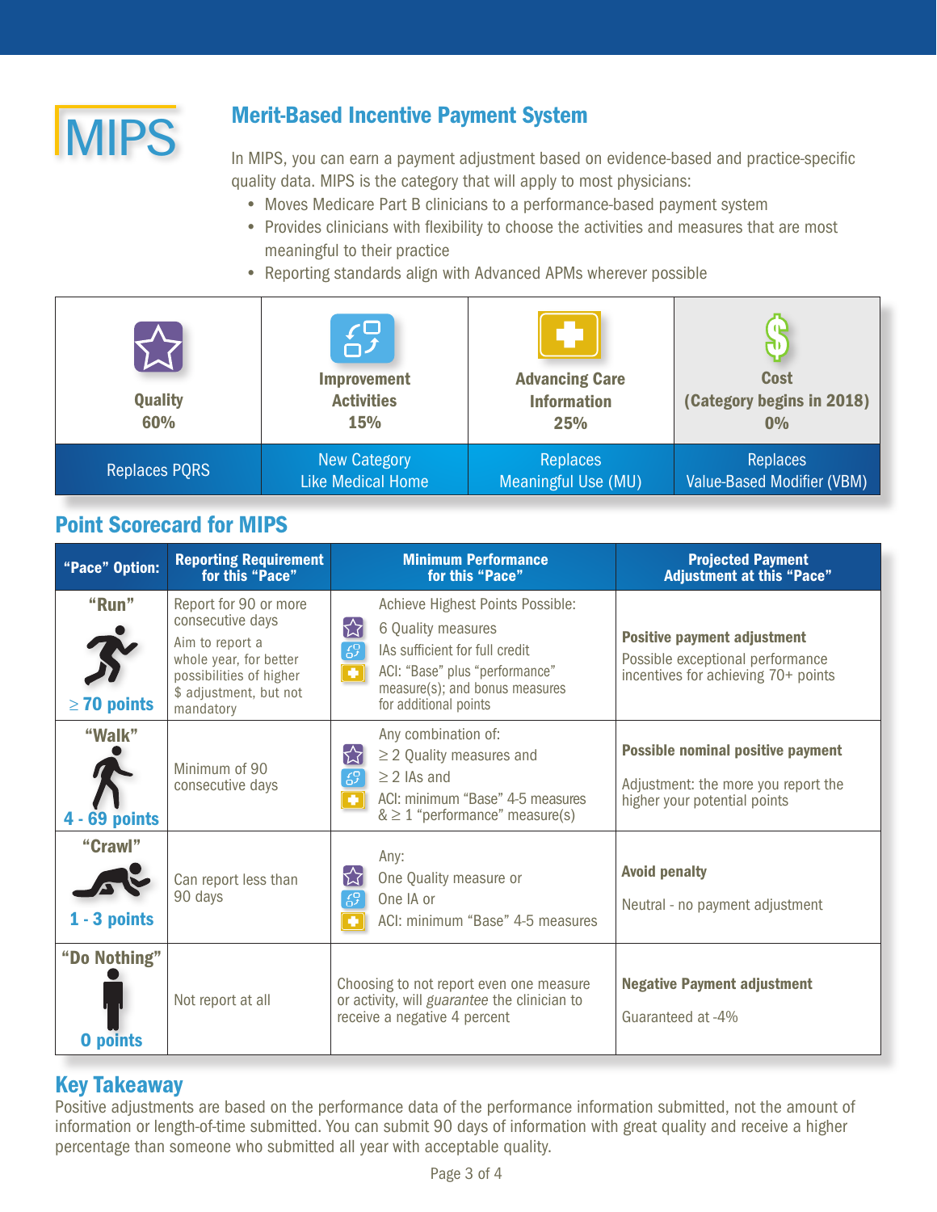# MIPS

## Merit-Based Incentive Payment System

In MIPS, you can earn a payment adjustment based on evidence-based and practice-specific quality data. MIPS is the category that will apply to most physicians:

- Moves Medicare Part B clinicians to a performance-based payment system
- Provides clinicians with flexibility to choose the activities and measures that are most meaningful to their practice
- Reporting standards align with Advanced APMs wherever possible

| Quality 60% | Improvement Activities 15% | Advancing Care Information 25% | Cost (Category begins in 2018) 0% |
|---|---|---|---|
| Replaces PQRS | New Category Like Medical Home | Replaces Meaningful Use (MU) | Replaces Value-Based Modifier (VBM) |

## Point Scorecard for MIPS

| "Pace" Option: | Reporting Requirement for this "Pace" | Minimum Performance for this "Pace" | Projected Payment Adjustment at this "Pace" |
|---|---|---|---|
| **"Run"** ≥ 70 points | Report for 90 or more consecutive days<br>Aim to report a whole year, for better possibilities of higher $ adjustment, but not mandatory | Achieve Highest Points Possible:<br>6 Quality measures<br>IAs sufficient for full credit<br>ACI: "Base" plus "performance" measure(s); and bonus measures for additional points | **Positive payment adjustment**<br>Possible exceptional performance incentives for achieving 70+ points |
| **"Walk"** 4 - 69 points | Minimum of 90 consecutive days | Any combination of:<br>≥ 2 Quality measures and<br>≥ 2 IAs and<br>ACI: minimum "Base" 4-5 measures & ≥ 1 "performance" measure(s) | **Possible nominal positive payment**<br>Adjustment: the more you report the higher your potential points |
| **"Crawl"** 1 - 3 points | Can report less than 90 days | Any:<br>One Quality measure or<br>One IA or<br>ACI: minimum "Base" 4-5 measures | **Avoid penalty**<br>Neutral - no payment adjustment |
| **"Do Nothing"** 0 points | Not report at all | Choosing to not report even one measure or activity, will *guarantee* the clinician to receive a negative 4 percent | **Negative Payment adjustment**<br>Guaranteed at -4% |

## Key Takeaway

Positive adjustments are based on the performance data of the performance information submitted, not the amount of information or length-of-time submitted. You can submit 90 days of information with great quality and receive a higher percentage than someone who submitted all year with acceptable quality.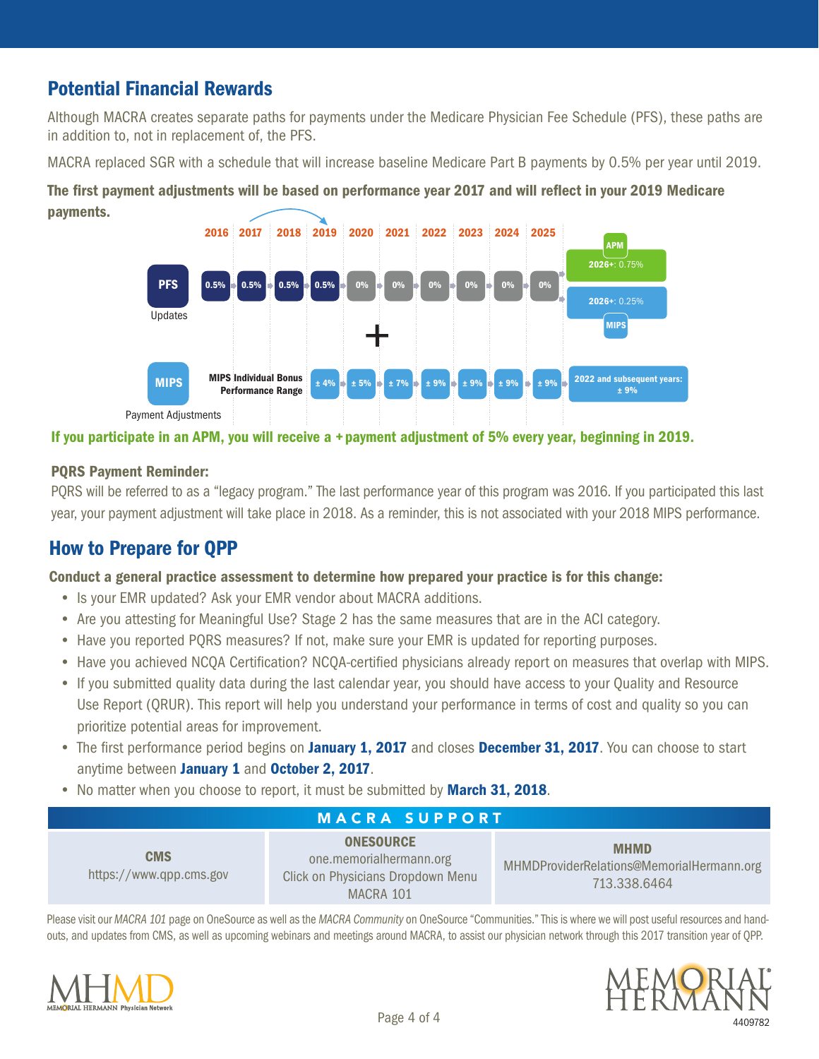## Potential Financial Rewards

Although MACRA creates separate paths for payments under the Medicare Physician Fee Schedule (PFS), these paths are in addition to, not in replacement of, the PFS.

MACRA replaced SGR with a schedule that will increase baseline Medicare Part B payments by 0.5% per year until 2019.

**The first payment adjustments will be based on performance year 2017 and will reflect in your 2019 Medicare payments.**

2016 2017 2018 2019 2020 2021 2022 2023 2024 2025

PFS Updates

0.5% 0.5% 0.5% 0.5% 0% 0% 0% 0% 0% 0%

APM 2026+: 0.75%

2026+: 0.25% MIPS

+

MIPS Payment Adjustments

MIPS Individual Bonus Performance Range

± 4% ± 5% ± 7% ± 9% ± 9% ± 9% ± 9%

2022 and subsequent years: ± 9%

**If you participate in an APM, you will receive a + payment adjustment of 5% every year, beginning in 2019.**

**PQRS Payment Reminder:**

PQRS will be referred to as a "legacy program." The last performance year of this program was 2016. If you participated this last year, your payment adjustment will take place in 2018. As a reminder, this is not associated with your 2018 MIPS performance.

## How to Prepare for QPP

**Conduct a general practice assessment to determine how prepared your practice is for this change:**

- Is your EMR updated? Ask your EMR vendor about MACRA additions.
- Are you attesting for Meaningful Use? Stage 2 has the same measures that are in the ACI category.
- Have you reported PQRS measures? If not, make sure your EMR is updated for reporting purposes.
- Have you achieved NCQA Certification? NCQA-certified physicians already report on measures that overlap with MIPS.
- If you submitted quality data during the last calendar year, you should have access to your Quality and Resource Use Report (QRUR). This report will help you understand your performance in terms of cost and quality so you can prioritize potential areas for improvement.
- The first performance period begins on **January 1, 2017** and closes **December 31, 2017**. You can choose to start anytime between **January 1** and **October 2, 2017**.
- No matter when you choose to report, it must be submitted by **March 31, 2018**.

| MACRA SUPPORT | | |
|---|---|---|
| **CMS**<br>https://www.qpp.cms.gov | **ONESOURCE**<br>one.memorialhermann.org<br>Click on Physicians Dropdown Menu<br>MACRA 101 | **MHMD**<br>MHMDProviderRelations@MemorialHermann.org<br>713.338.6464 |

Please visit our *MACRA 101* page on OneSource as well as the *MACRA Community* on OneSource "Communities." This is where we will post useful resources and handouts, and updates from CMS, as well as upcoming webinars and meetings around MACRA, to assist our physician network through this 2017 transition year of QPP.

MHMD MEMORIAL HERMANN Physician Network

MEMORIAL HERMANN

4409782